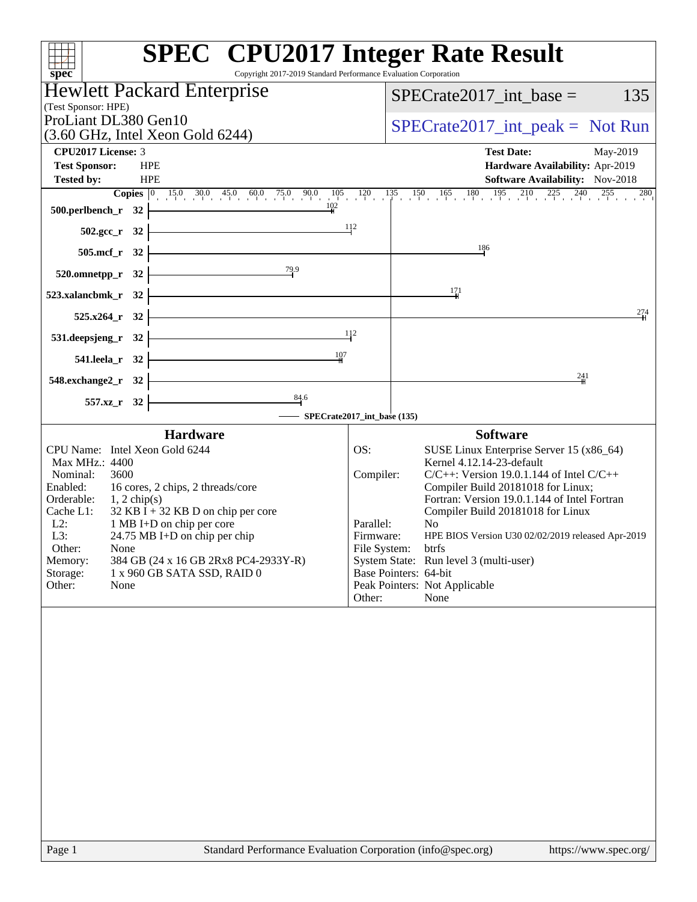# SPEC CPU2017 Integer Rate Result

Copyright 2017-2019 Standard Performance Evaluation Corporation

**Hewlett Packard Enterprise**
(Test Sponsor: HPE)
ProLiant DL380 Gen10
(3.60 GHz, Intel Xeon Gold 6244)

SPECrate2017_int_base = 135

SPECrate2017_int_peak = Not Run

| | | | |
|---|---|---|---|
| **CPU2017 License:** | 3 | **Test Date:** | May-2019 |
| **Test Sponsor:** | HPE | **Hardware Availability:** | Apr-2019 |
| **Tested by:** | HPE | **Software Availability:** | Nov-2018 |

Copies 0 15.0 30.0 45.0 60.0 75.0 90.0 105 120 135 150 165 180 195 210 225 240 255 280

500.perlbench_r 32 102
502.gcc_r 32 112
505.mcf_r 32 186
520.omnetpp_r 32 79.9
523.xalancbmk_r 32 171
525.x264_r 32 274
531.deepsjeng_r 32 112
541.leela_r 32 107
548.exchange2_r 32 241
557.xz_r 32 84.6

SPECrate2017_int_base (135)

## Hardware

| | |
|---|---|
| CPU Name: | Intel Xeon Gold 6244 |
| Max MHz.: | 4400 |
| Nominal: | 3600 |
| Enabled: | 16 cores, 2 chips, 2 threads/core |
| Orderable: | 1, 2 chip(s) |
| Cache L1: | 32 KB I + 32 KB D on chip per core |
| L2: | 1 MB I+D on chip per core |
| L3: | 24.75 MB I+D on chip per chip |
| Other: | None |
| Memory: | 384 GB (24 x 16 GB 2Rx8 PC4-2933Y-R) |
| Storage: | 1 x 960 GB SATA SSD, RAID 0 |
| Other: | None |

## Software

| | |
|---|---|
| OS: | SUSE Linux Enterprise Server 15 (x86_64) Kernel 4.12.14-23-default |
| Compiler: | C/C++: Version 19.0.1.144 of Intel C/C++ Compiler Build 20181018 for Linux; Fortran: Version 19.0.1.144 of Intel Fortran Compiler Build 20181018 for Linux |
| Parallel: | No |
| Firmware: | HPE BIOS Version U30 02/02/2019 released Apr-2019 |
| File System: | btrfs |
| System State: | Run level 3 (multi-user) |
| Base Pointers: | 64-bit |
| Peak Pointers: | Not Applicable |
| Other: | None |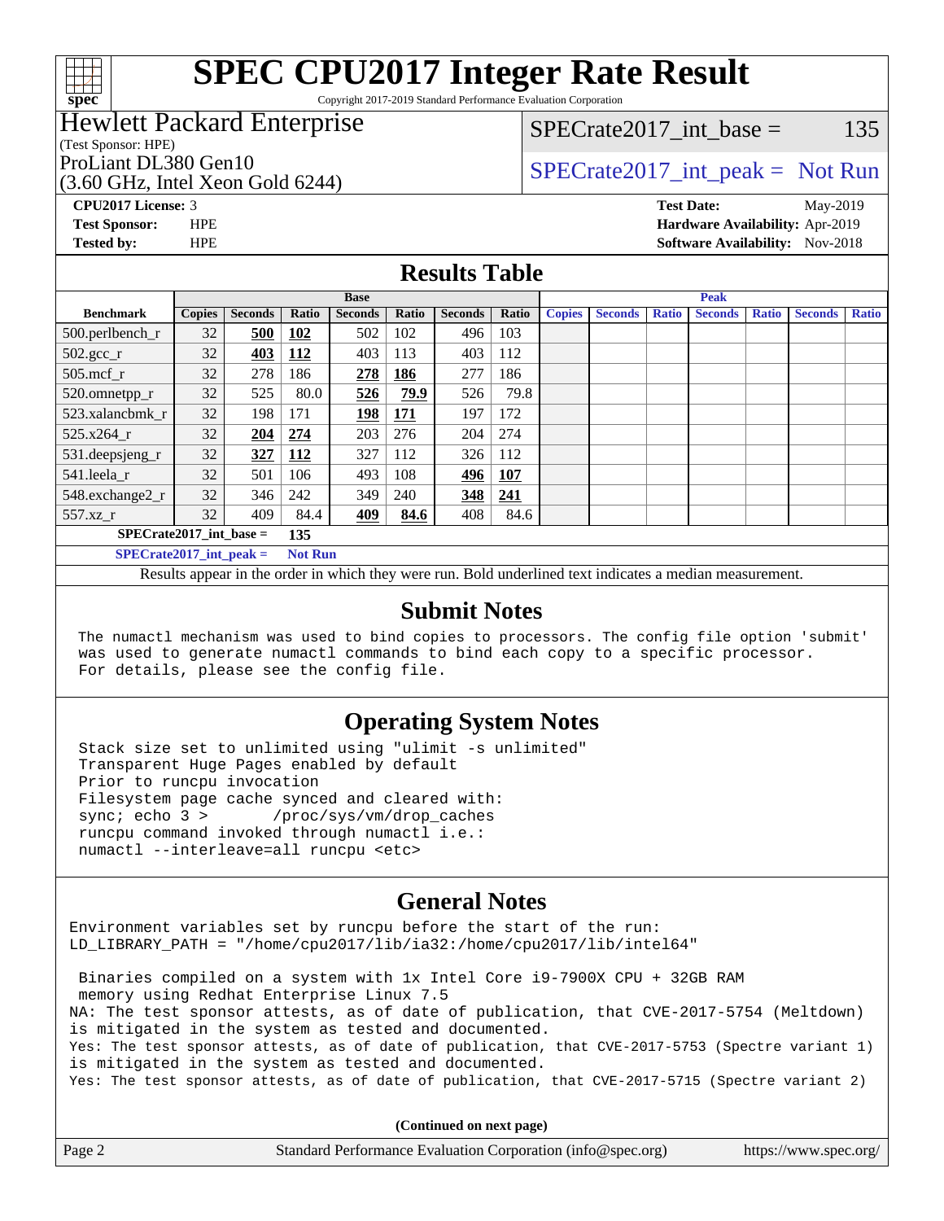# SPEC CPU2017 Integer Rate Result

Copyright 2017-2019 Standard Performance Evaluation Corporation

## Hewlett Packard Enterprise

(Test Sponsor: HPE)

ProLiant DL380 Gen10

(3.60 GHz, Intel Xeon Gold 6244)

SPECrate2017_int_base = 135

SPECrate2017_int_peak = Not Run

**CPU2017 License:** 3

**Test Sponsor:** HPE

**Tested by:** HPE

**Test Date:** May-2019

**Hardware Availability:** Apr-2019

**Software Availability:** Nov-2018

## Results Table

| | Base | | | | | | | Peak | | | | | | |
|---|---|---|---|---|---|---|---|---|---|---|---|---|---|---|
| **Benchmark** | **Copies** | **Seconds** | **Ratio** | **Seconds** | **Ratio** | **Seconds** | **Ratio** | **Copies** | **Seconds** | **Ratio** | **Seconds** | **Ratio** | **Seconds** | **Ratio** |
| 500.perlbench_r | 32 | **500** | **102** | 502 | 102 | 496 | 103 | | | | | | | |
| 502.gcc_r | 32 | **403** | **112** | 403 | 113 | 403 | 112 | | | | | | | |
| 505.mcf_r | 32 | 278 | 186 | **278** | **186** | 277 | 186 | | | | | | | |
| 520.omnetpp_r | 32 | 525 | 80.0 | **526** | **79.9** | 526 | 79.8 | | | | | | | |
| 523.xalancbmk_r | 32 | 198 | 171 | **198** | **171** | 197 | 172 | | | | | | | |
| 525.x264_r | 32 | **204** | **274** | 203 | 276 | 204 | 274 | | | | | | | |
| 531.deepsjeng_r | 32 | **327** | **112** | 327 | 112 | 326 | 112 | | | | | | | |
| 541.leela_r | 32 | 501 | 106 | 493 | 108 | **496** | **107** | | | | | | | |
| 548.exchange2_r | 32 | 346 | 242 | 349 | 240 | **348** | **241** | | | | | | | |
| 557.xz_r | 32 | 409 | 84.4 | **409** | **84.6** | 408 | 84.6 | | | | | | | |

**SPECrate2017_int_base = 135**

**SPECrate2017_int_peak = Not Run**

Results appear in the order in which they were run. Bold underlined text indicates a median measurement.

## Submit Notes

```
The numactl mechanism was used to bind copies to processors. The config file option 'submit'
was used to generate numactl commands to bind each copy to a specific processor.
For details, please see the config file.
```

## Operating System Notes

```
Stack size set to unlimited using "ulimit -s unlimited"
Transparent Huge Pages enabled by default
Prior to runcpu invocation
Filesystem page cache synced and cleared with:
sync; echo 3 >       /proc/sys/vm/drop_caches
runcpu command invoked through numactl i.e.:
numactl --interleave=all runcpu <etc>
```

## General Notes

```
Environment variables set by runcpu before the start of the run:
LD_LIBRARY_PATH = "/home/cpu2017/lib/ia32:/home/cpu2017/lib/intel64"

 Binaries compiled on a system with 1x Intel Core i9-7900X CPU + 32GB RAM
 memory using Redhat Enterprise Linux 7.5
NA: The test sponsor attests, as of date of publication, that CVE-2017-5754 (Meltdown)
is mitigated in the system as tested and documented.
Yes: The test sponsor attests, as of date of publication, that CVE-2017-5753 (Spectre variant 1)
is mitigated in the system as tested and documented.
Yes: The test sponsor attests, as of date of publication, that CVE-2017-5715 (Spectre variant 2)
```

**(Continued on next page)**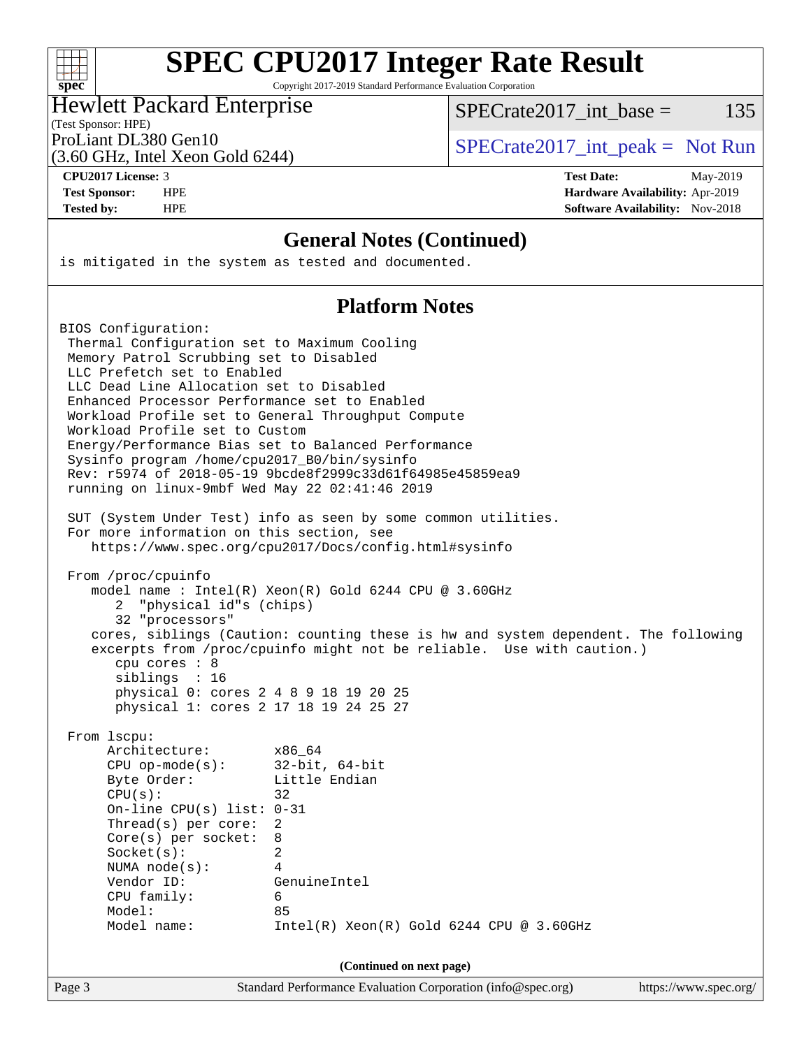# SPEC CPU2017 Integer Rate Result

Copyright 2017-2019 Standard Performance Evaluation Corporation

**Hewlett Packard Enterprise**
(Test Sponsor: HPE)
ProLiant DL380 Gen10
(3.60 GHz, Intel Xeon Gold 6244)

SPECrate2017_int_base = 135

SPECrate2017_int_peak = Not Run

| | | | |
|---|---|---|---|
| **CPU2017 License:** | 3 | **Test Date:** | May-2019 |
| **Test Sponsor:** | HPE | **Hardware Availability:** | Apr-2019 |
| **Tested by:** | HPE | **Software Availability:** | Nov-2018 |

## General Notes (Continued)

```
is mitigated in the system as tested and documented.
```

## Platform Notes

```
BIOS Configuration:
 Thermal Configuration set to Maximum Cooling
 Memory Patrol Scrubbing set to Disabled
 LLC Prefetch set to Enabled
 LLC Dead Line Allocation set to Disabled
 Enhanced Processor Performance set to Enabled
 Workload Profile set to General Throughput Compute
 Workload Profile set to Custom
 Energy/Performance Bias set to Balanced Performance
 Sysinfo program /home/cpu2017_B0/bin/sysinfo
 Rev: r5974 of 2018-05-19 9bcde8f2999c33d61f64985e45859ea9
 running on linux-9mbf Wed May 22 02:41:46 2019

 SUT (System Under Test) info as seen by some common utilities.
 For more information on this section, see
    https://www.spec.org/cpu2017/Docs/config.html#sysinfo

 From /proc/cpuinfo
    model name : Intel(R) Xeon(R) Gold 6244 CPU @ 3.60GHz
       2  "physical id"s (chips)
       32 "processors"
    cores, siblings (Caution: counting these is hw and system dependent. The following
    excerpts from /proc/cpuinfo might not be reliable.  Use with caution.)
       cpu cores : 8
       siblings  : 16
       physical 0: cores 2 4 8 9 18 19 20 25
       physical 1: cores 2 17 18 19 24 25 27

 From lscpu:
      Architecture:        x86_64
      CPU op-mode(s):      32-bit, 64-bit
      Byte Order:          Little Endian
      CPU(s):              32
      On-line CPU(s) list: 0-31
      Thread(s) per core:  2
      Core(s) per socket:  8
      Socket(s):           2
      NUMA node(s):        4
      Vendor ID:           GenuineIntel
      CPU family:          6
      Model:               85
      Model name:          Intel(R) Xeon(R) Gold 6244 CPU @ 3.60GHz
```

(Continued on next page)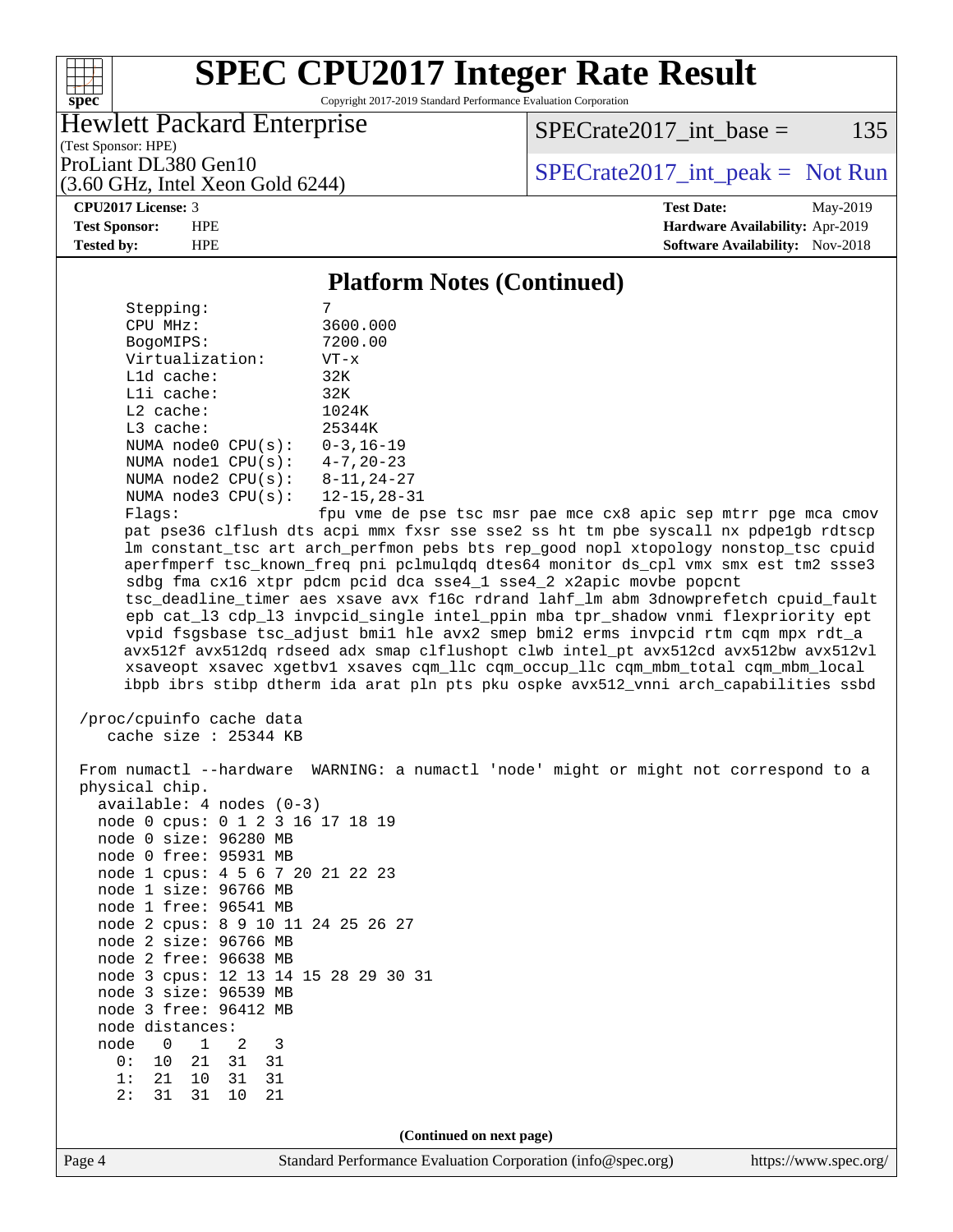# SPEC CPU2017 Integer Rate Result

Copyright 2017-2019 Standard Performance Evaluation Corporation

**Hewlett Packard Enterprise**
(Test Sponsor: HPE)
ProLiant DL380 Gen10
(3.60 GHz, Intel Xeon Gold 6244)

SPECrate2017_int_base = 135

SPECrate2017_int_peak = Not Run

**CPU2017 License:** 3
**Test Sponsor:** HPE
**Tested by:** HPE

**Test Date:** May-2019
**Hardware Availability:** Apr-2019
**Software Availability:** Nov-2018

## Platform Notes (Continued)

```
     Stepping:              7
     CPU MHz:               3600.000
     BogoMIPS:              7200.00
     Virtualization:        VT-x
     L1d cache:             32K
     L1i cache:             32K
     L2 cache:              1024K
     L3 cache:              25344K
     NUMA node0 CPU(s):     0-3,16-19
     NUMA node1 CPU(s):     4-7,20-23
     NUMA node2 CPU(s):     8-11,24-27
     NUMA node3 CPU(s):     12-15,28-31
     Flags:                 fpu vme de pse tsc msr pae mce cx8 apic sep mtrr pge mca cmov
     pat pse36 clflush dts acpi mmx fxsr sse sse2 ss ht tm pbe syscall nx pdpe1gb rdtscp
     lm constant_tsc art arch_perfmon pebs bts rep_good nopl xtopology nonstop_tsc cpuid
     aperfmperf tsc_known_freq pni pclmulqdq dtes64 monitor ds_cpl vmx smx est tm2 ssse3
     sdbg fma cx16 xtpr pdcm pcid dca sse4_1 sse4_2 x2apic movbe popcnt
     tsc_deadline_timer aes xsave avx f16c rdrand lahf_lm abm 3dnowprefetch cpuid_fault
     epb cat_l3 cdp_l3 invpcid_single intel_ppin mba tpr_shadow vnmi flexpriority ept
     vpid fsgsbase tsc_adjust bmi1 hle avx2 smep bmi2 erms invpcid rtm cqm mpx rdt_a
     avx512f avx512dq rdseed adx smap clflushopt clwb intel_pt avx512cd avx512bw avx512vl
     xsaveopt xsavec xgetbv1 xsaves cqm_llc cqm_occup_llc cqm_mbm_total cqm_mbm_local
     ibpb ibrs stibp dtherm ida arat pln pts pku ospke avx512_vnni arch_capabilities ssbd

 /proc/cpuinfo cache data
    cache size : 25344 KB

 From numactl --hardware  WARNING: a numactl 'node' might or might not correspond to a
 physical chip.
   available: 4 nodes (0-3)
   node 0 cpus: 0 1 2 3 16 17 18 19
   node 0 size: 96280 MB
   node 0 free: 95931 MB
   node 1 cpus: 4 5 6 7 20 21 22 23
   node 1 size: 96766 MB
   node 1 free: 96541 MB
   node 2 cpus: 8 9 10 11 24 25 26 27
   node 2 size: 96766 MB
   node 2 free: 96638 MB
   node 3 cpus: 12 13 14 15 28 29 30 31
   node 3 size: 96539 MB
   node 3 free: 96412 MB
   node distances:
   node   0   1   2   3
     0:  10  21  31  31
     1:  21  10  31  31
     2:  31  31  10  21
```

(Continued on next page)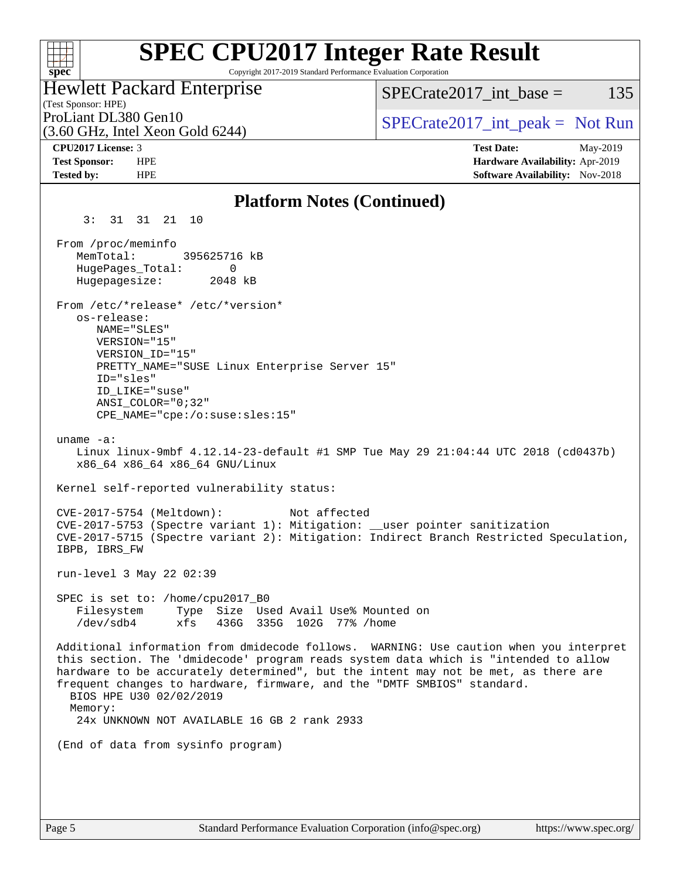# SPEC CPU2017 Integer Rate Result

Copyright 2017-2019 Standard Performance Evaluation Corporation

**Hewlett Packard Enterprise**
(Test Sponsor: HPE)
ProLiant DL380 Gen10
(3.60 GHz, Intel Xeon Gold 6244)

SPECrate2017_int_base = 135

SPECrate2017_int_peak = Not Run

**CPU2017 License:** 3
**Test Sponsor:** HPE
**Tested by:** HPE

**Test Date:** May-2019
**Hardware Availability:** Apr-2019
**Software Availability:** Nov-2018

## Platform Notes (Continued)

```
     3:  31  31  21  10

  From /proc/meminfo
     MemTotal:       395625716 kB
     HugePages_Total:       0
     Hugepagesize:       2048 kB

  From /etc/*release* /etc/*version*
     os-release:
        NAME="SLES"
        VERSION="15"
        VERSION_ID="15"
        PRETTY_NAME="SUSE Linux Enterprise Server 15"
        ID="sles"
        ID_LIKE="suse"
        ANSI_COLOR="0;32"
        CPE_NAME="cpe:/o:suse:sles:15"

  uname -a:
     Linux linux-9mbf 4.12.14-23-default #1 SMP Tue May 29 21:04:44 UTC 2018 (cd0437b)
     x86_64 x86_64 x86_64 GNU/Linux

  Kernel self-reported vulnerability status:

  CVE-2017-5754 (Meltdown):          Not affected
  CVE-2017-5753 (Spectre variant 1): Mitigation: __user pointer sanitization
  CVE-2017-5715 (Spectre variant 2): Mitigation: Indirect Branch Restricted Speculation,
  IBPB, IBRS_FW

  run-level 3 May 22 02:39

  SPEC is set to: /home/cpu2017_B0
     Filesystem     Type  Size  Used Avail Use% Mounted on
     /dev/sdb4      xfs   436G  335G  102G  77% /home

  Additional information from dmidecode follows.  WARNING: Use caution when you interpret
  this section. The 'dmidecode' program reads system data which is "intended to allow
  hardware to be accurately determined", but the intent may not be met, as there are
  frequent changes to hardware, firmware, and the "DMTF SMBIOS" standard.
    BIOS HPE U30 02/02/2019
    Memory:
     24x UNKNOWN NOT AVAILABLE 16 GB 2 rank 2933

  (End of data from sysinfo program)
```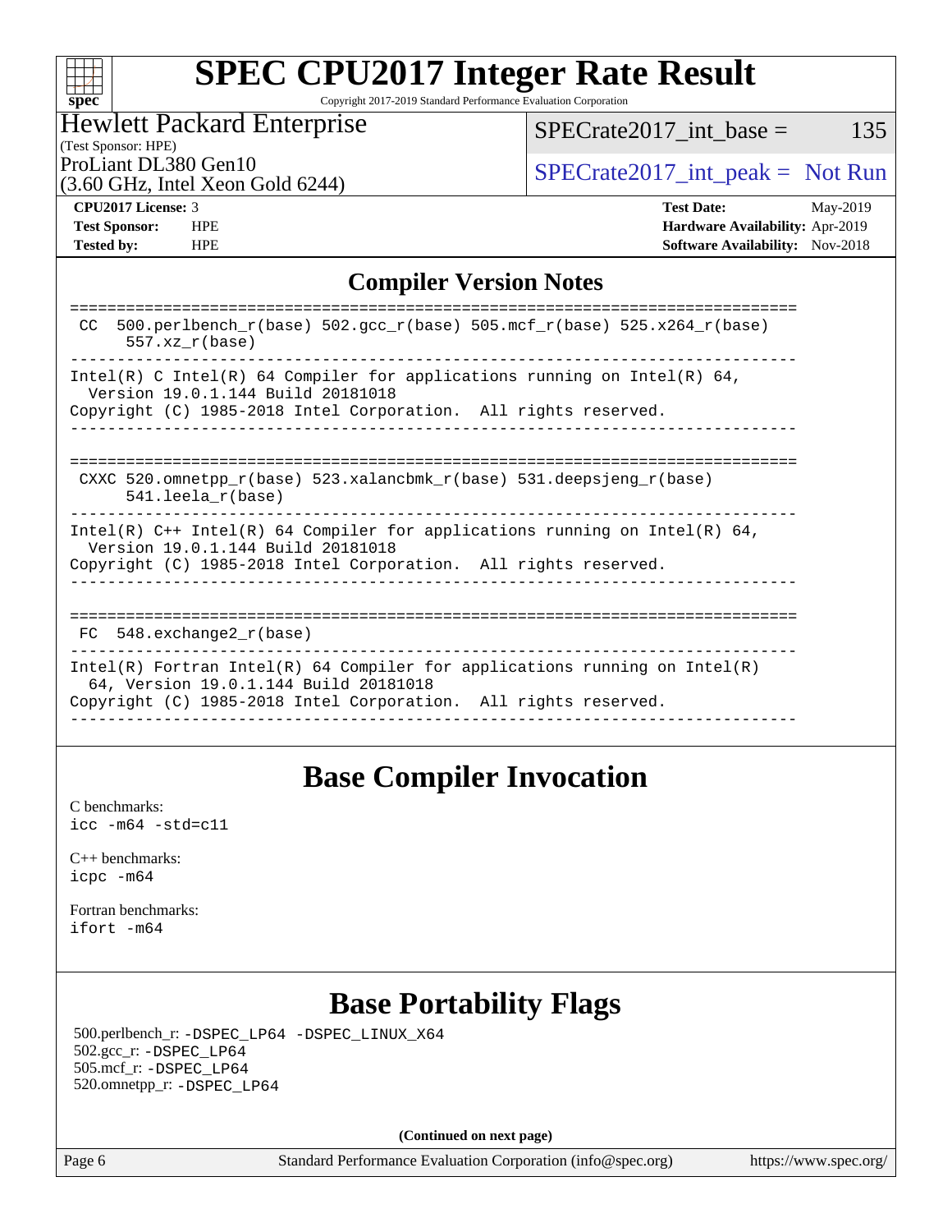# SPEC CPU2017 Integer Rate Result

Copyright 2017-2019 Standard Performance Evaluation Corporation

Hewlett Packard Enterprise
(Test Sponsor: HPE)
ProLiant DL380 Gen10
(3.60 GHz, Intel Xeon Gold 6244)

SPECrate2017_int_base = 135

SPECrate2017_int_peak = Not Run

| | | | |
|---|---|---|---|
| **CPU2017 License:** | 3 | **Test Date:** | May-2019 |
| **Test Sponsor:** | HPE | **Hardware Availability:** | Apr-2019 |
| **Tested by:** | HPE | **Software Availability:** | Nov-2018 |

## Compiler Version Notes

```
==============================================================================
 CC  500.perlbench_r(base) 502.gcc_r(base) 505.mcf_r(base) 525.x264_r(base)
      557.xz_r(base)
------------------------------------------------------------------------------
Intel(R) C Intel(R) 64 Compiler for applications running on Intel(R) 64,
  Version 19.0.1.144 Build 20181018
Copyright (C) 1985-2018 Intel Corporation.  All rights reserved.
------------------------------------------------------------------------------

==============================================================================
 CXXC 520.omnetpp_r(base) 523.xalancbmk_r(base) 531.deepsjeng_r(base)
      541.leela_r(base)
------------------------------------------------------------------------------
Intel(R) C++ Intel(R) 64 Compiler for applications running on Intel(R) 64,
  Version 19.0.1.144 Build 20181018
Copyright (C) 1985-2018 Intel Corporation.  All rights reserved.
------------------------------------------------------------------------------

==============================================================================
 FC  548.exchange2_r(base)
------------------------------------------------------------------------------
Intel(R) Fortran Intel(R) 64 Compiler for applications running on Intel(R)
  64, Version 19.0.1.144 Build 20181018
Copyright (C) 1985-2018 Intel Corporation.  All rights reserved.
------------------------------------------------------------------------------
```

## Base Compiler Invocation

C benchmarks:
`icc -m64 -std=c11`

C++ benchmarks:
`icpc -m64`

Fortran benchmarks:
`ifort -m64`

## Base Portability Flags

500.perlbench_r: `-DSPEC_LP64 -DSPEC_LINUX_X64`
502.gcc_r: `-DSPEC_LP64`
505.mcf_r: `-DSPEC_LP64`
520.omnetpp_r: `-DSPEC_LP64`

**(Continued on next page)**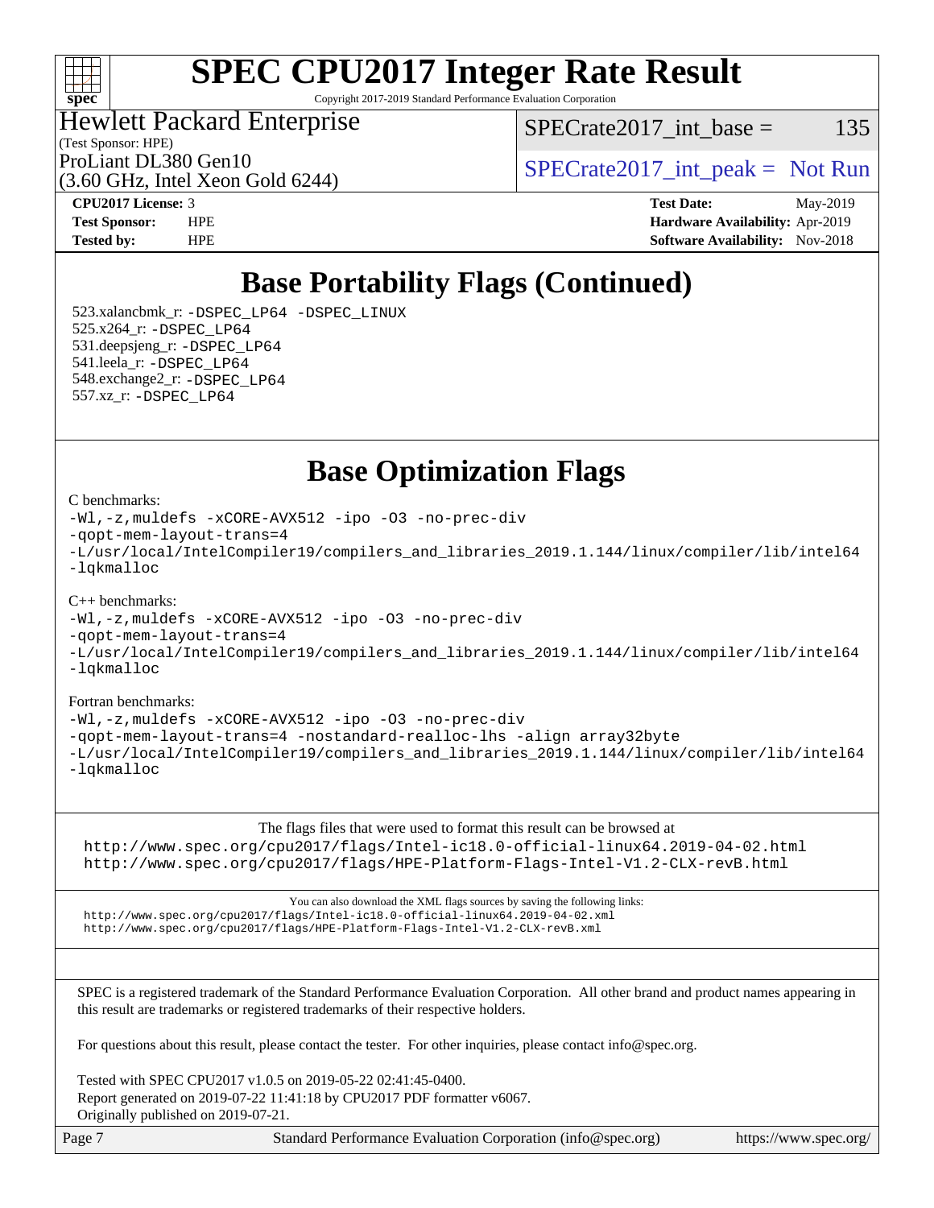# SPEC CPU2017 Integer Rate Result

Copyright 2017-2019 Standard Performance Evaluation Corporation

Hewlett Packard Enterprise
(Test Sponsor: HPE)
ProLiant DL380 Gen10
(3.60 GHz, Intel Xeon Gold 6244)

SPECrate2017_int_base = 135

SPECrate2017_int_peak = Not Run

| | | | |
|---|---|---|---|
| **CPU2017 License:** | 3 | **Test Date:** | May-2019 |
| **Test Sponsor:** | HPE | **Hardware Availability:** | Apr-2019 |
| **Tested by:** | HPE | **Software Availability:** | Nov-2018 |

## Base Portability Flags (Continued)

523.xalancbmk_r: -DSPEC_LP64 -DSPEC_LINUX
525.x264_r: -DSPEC_LP64
531.deepsjeng_r: -DSPEC_LP64
541.leela_r: -DSPEC_LP64
548.exchange2_r: -DSPEC_LP64
557.xz_r: -DSPEC_LP64

## Base Optimization Flags

C benchmarks:

```
-Wl,-z,muldefs -xCORE-AVX512 -ipo -O3 -no-prec-div
-qopt-mem-layout-trans=4
-L/usr/local/IntelCompiler19/compilers_and_libraries_2019.1.144/linux/compiler/lib/intel64
-lqkmalloc
```

C++ benchmarks:

```
-Wl,-z,muldefs -xCORE-AVX512 -ipo -O3 -no-prec-div
-qopt-mem-layout-trans=4
-L/usr/local/IntelCompiler19/compilers_and_libraries_2019.1.144/linux/compiler/lib/intel64
-lqkmalloc
```

Fortran benchmarks:

```
-Wl,-z,muldefs -xCORE-AVX512 -ipo -O3 -no-prec-div
-qopt-mem-layout-trans=4 -nostandard-realloc-lhs -align array32byte
-L/usr/local/IntelCompiler19/compilers_and_libraries_2019.1.144/linux/compiler/lib/intel64
-lqkmalloc
```

The flags files that were used to format this result can be browsed at
http://www.spec.org/cpu2017/flags/Intel-ic18.0-official-linux64.2019-04-02.html
http://www.spec.org/cpu2017/flags/HPE-Platform-Flags-Intel-V1.2-CLX-revB.html

You can also download the XML flags sources by saving the following links:
http://www.spec.org/cpu2017/flags/Intel-ic18.0-official-linux64.2019-04-02.xml
http://www.spec.org/cpu2017/flags/HPE-Platform-Flags-Intel-V1.2-CLX-revB.xml

SPEC is a registered trademark of the Standard Performance Evaluation Corporation. All other brand and product names appearing in this result are trademarks or registered trademarks of their respective holders.

For questions about this result, please contact the tester. For other inquiries, please contact info@spec.org.

Tested with SPEC CPU2017 v1.0.5 on 2019-05-22 02:41:45-0400.
Report generated on 2019-07-22 11:41:18 by CPU2017 PDF formatter v6067.
Originally published on 2019-07-21.